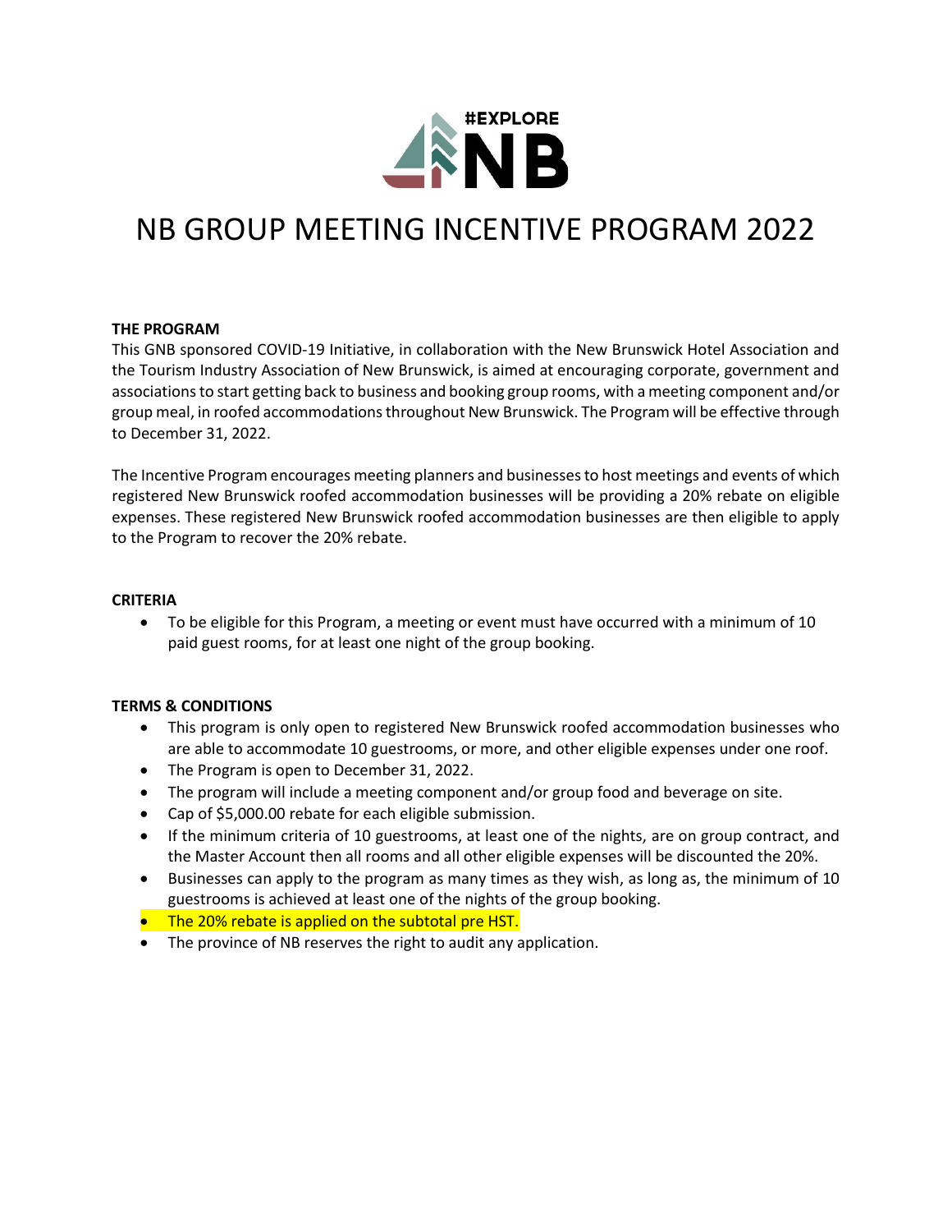# NB GROUP MEETING INCENTIVE PROGRAM 2022

**THE PROGRAM**

This GNB sponsored COVID-19 Initiative, in collaboration with the New Brunswick Hotel Association and the Tourism Industry Association of New Brunswick, is aimed at encouraging corporate, government and associations to start getting back to business and booking group rooms, with a meeting component and/or group meal, in roofed accommodations throughout New Brunswick. The Program will be effective through to December 31, 2022.

The Incentive Program encourages meeting planners and businesses to host meetings and events of which registered New Brunswick roofed accommodation businesses will be providing a 20% rebate on eligible expenses. These registered New Brunswick roofed accommodation businesses are then eligible to apply to the Program to recover the 20% rebate.

**CRITERIA**

- To be eligible for this Program, a meeting or event must have occurred with a minimum of 10 paid guest rooms, for at least one night of the group booking.

**TERMS & CONDITIONS**

- This program is only open to registered New Brunswick roofed accommodation businesses who are able to accommodate 10 guestrooms, or more, and other eligible expenses under one roof.
- The Program is open to December 31, 2022.
- The program will include a meeting component and/or group food and beverage on site.
- Cap of $5,000.00 rebate for each eligible submission.
- If the minimum criteria of 10 guestrooms, at least one of the nights, are on group contract, and the Master Account then all rooms and all other eligible expenses will be discounted the 20%.
- Businesses can apply to the program as many times as they wish, as long as, the minimum of 10 guestrooms is achieved at least one of the nights of the group booking.
- The 20% rebate is applied on the subtotal pre HST.
- The province of NB reserves the right to audit any application.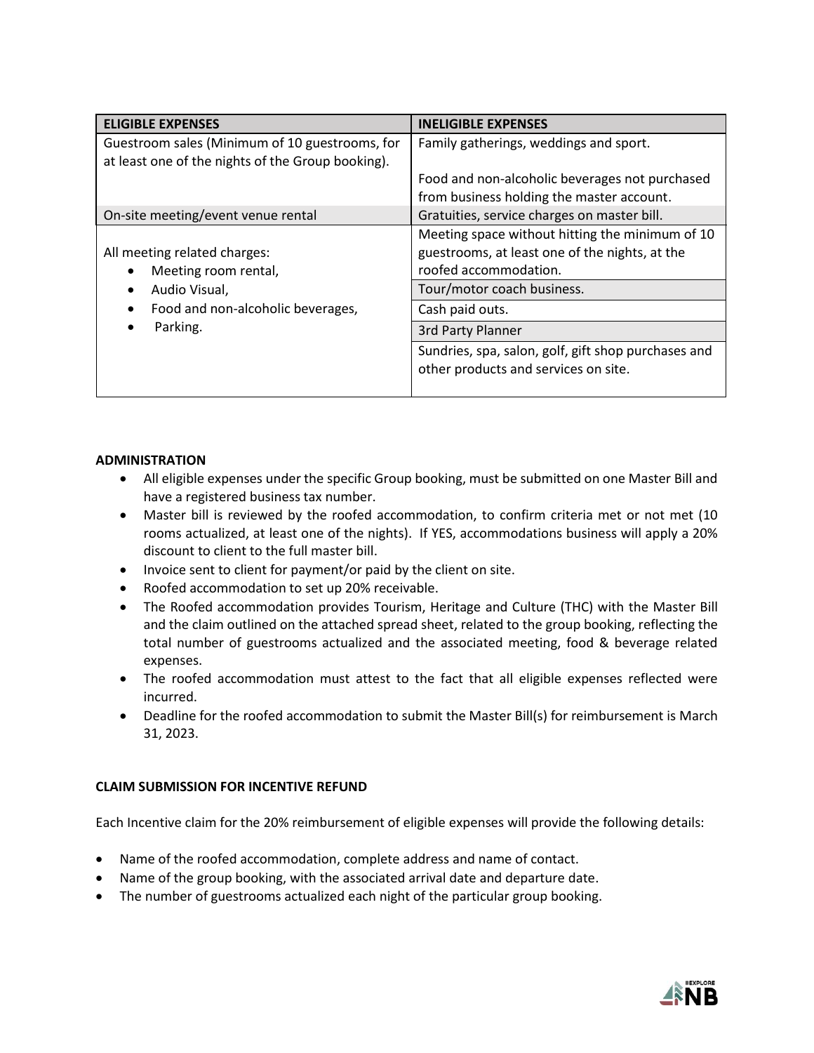| ELIGIBLE EXPENSES | INELIGIBLE EXPENSES |
| --- | --- |
| Guestroom sales (Minimum of 10 guestrooms, for at least one of the nights of the Group booking). | Family gatherings, weddings and sport.<br><br>Food and non-alcoholic beverages not purchased from business holding the master account. |
| On-site meeting/event venue rental | Gratuities, service charges on master bill. |
| All meeting related charges:<br>• Meeting room rental,<br>• Audio Visual,<br>• Food and non-alcoholic beverages,<br>• Parking. | Meeting space without hitting the minimum of 10 guestrooms, at least one of the nights, at the roofed accommodation. |
| | Tour/motor coach business. |
| | Cash paid outs. |
| | 3rd Party Planner |
| | Sundries, spa, salon, golf, gift shop purchases and other products and services on site. |

**ADMINISTRATION**

- All eligible expenses under the specific Group booking, must be submitted on one Master Bill and have a registered business tax number.
- Master bill is reviewed by the roofed accommodation, to confirm criteria met or not met (10 rooms actualized, at least one of the nights). If YES, accommodations business will apply a 20% discount to client to the full master bill.
- Invoice sent to client for payment/or paid by the client on site.
- Roofed accommodation to set up 20% receivable.
- The Roofed accommodation provides Tourism, Heritage and Culture (THC) with the Master Bill and the claim outlined on the attached spread sheet, related to the group booking, reflecting the total number of guestrooms actualized and the associated meeting, food & beverage related expenses.
- The roofed accommodation must attest to the fact that all eligible expenses reflected were incurred.
- Deadline for the roofed accommodation to submit the Master Bill(s) for reimbursement is March 31, 2023.

**CLAIM SUBMISSION FOR INCENTIVE REFUND**

Each Incentive claim for the 20% reimbursement of eligible expenses will provide the following details:

- Name of the roofed accommodation, complete address and name of contact.
- Name of the group booking, with the associated arrival date and departure date.
- The number of guestrooms actualized each night of the particular group booking.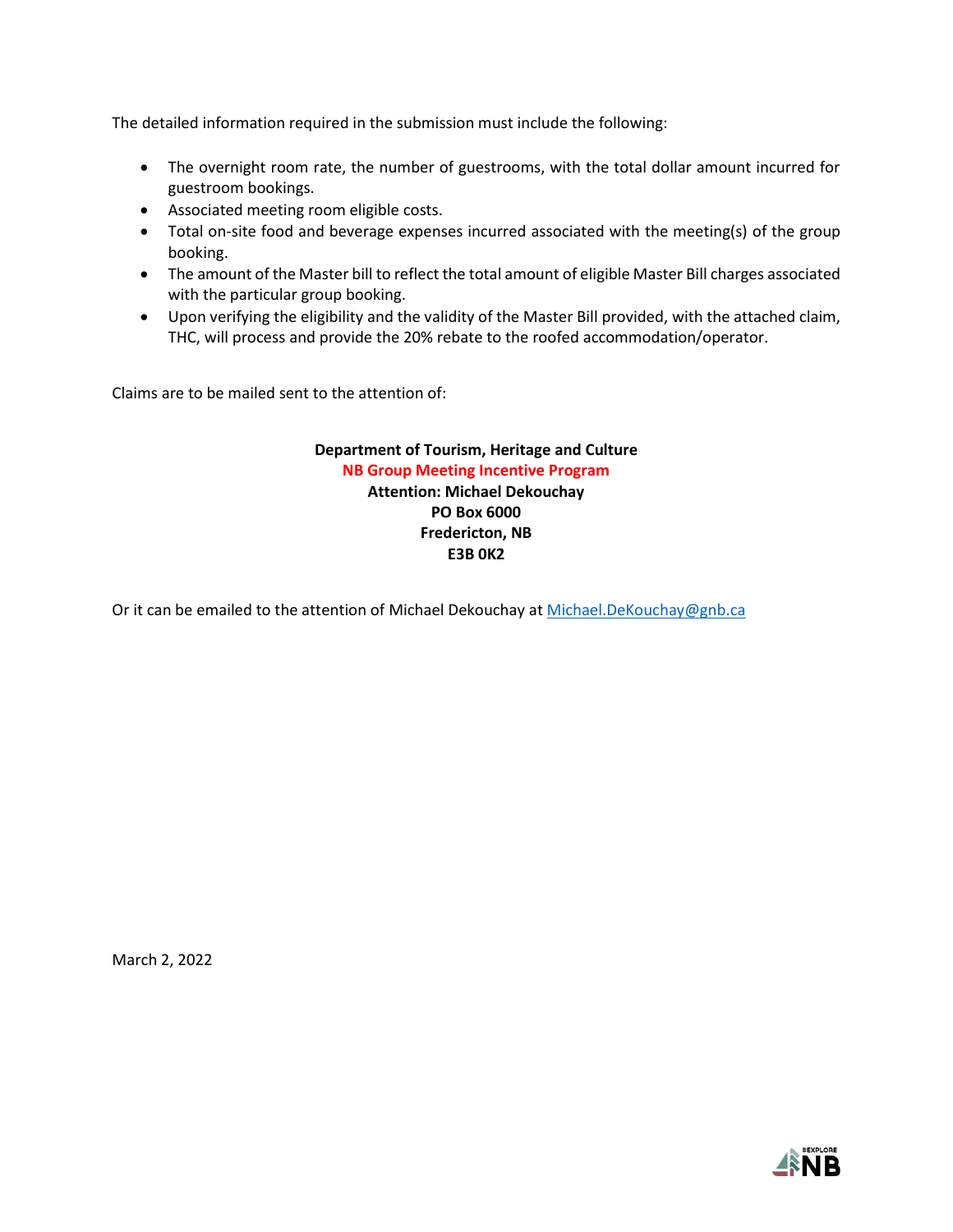The detailed information required in the submission must include the following:

- The overnight room rate, the number of guestrooms, with the total dollar amount incurred for guestroom bookings.
- Associated meeting room eligible costs.
- Total on-site food and beverage expenses incurred associated with the meeting(s) of the group booking.
- The amount of the Master bill to reflect the total amount of eligible Master Bill charges associated with the particular group booking.
- Upon verifying the eligibility and the validity of the Master Bill provided, with the attached claim, THC, will process and provide the 20% rebate to the roofed accommodation/operator.

Claims are to be mailed sent to the attention of:

**Department of Tourism, Heritage and Culture**
**NB Group Meeting Incentive Program**
**Attention: Michael Dekouchay**
**PO Box 6000**
**Fredericton, NB**
**E3B 0K2**

Or it can be emailed to the attention of Michael Dekouchay at [Michael.DeKouchay@gnb.ca](mailto:Michael.DeKouchay@gnb.ca)

March 2, 2022